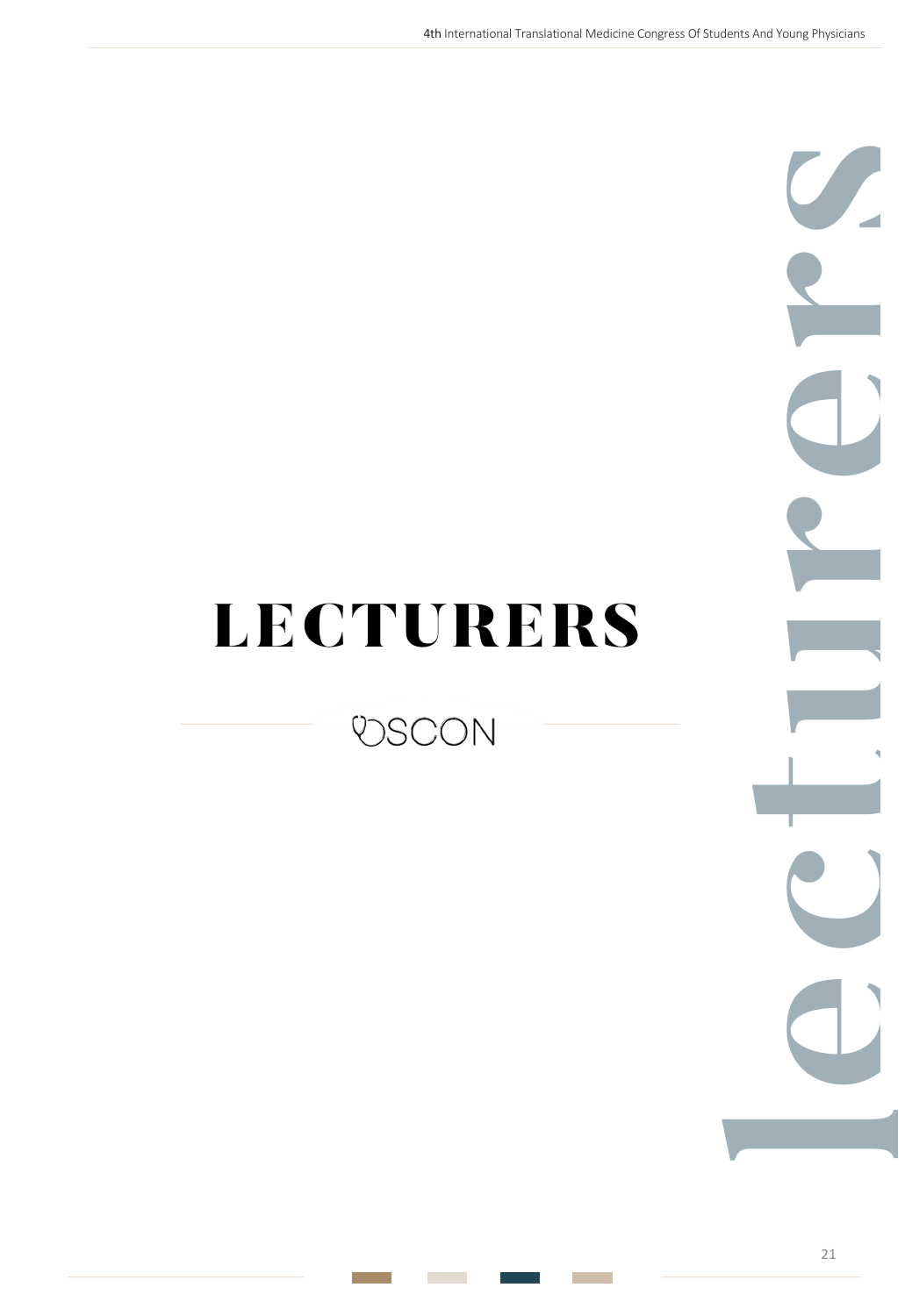# LECTURERS

OSCON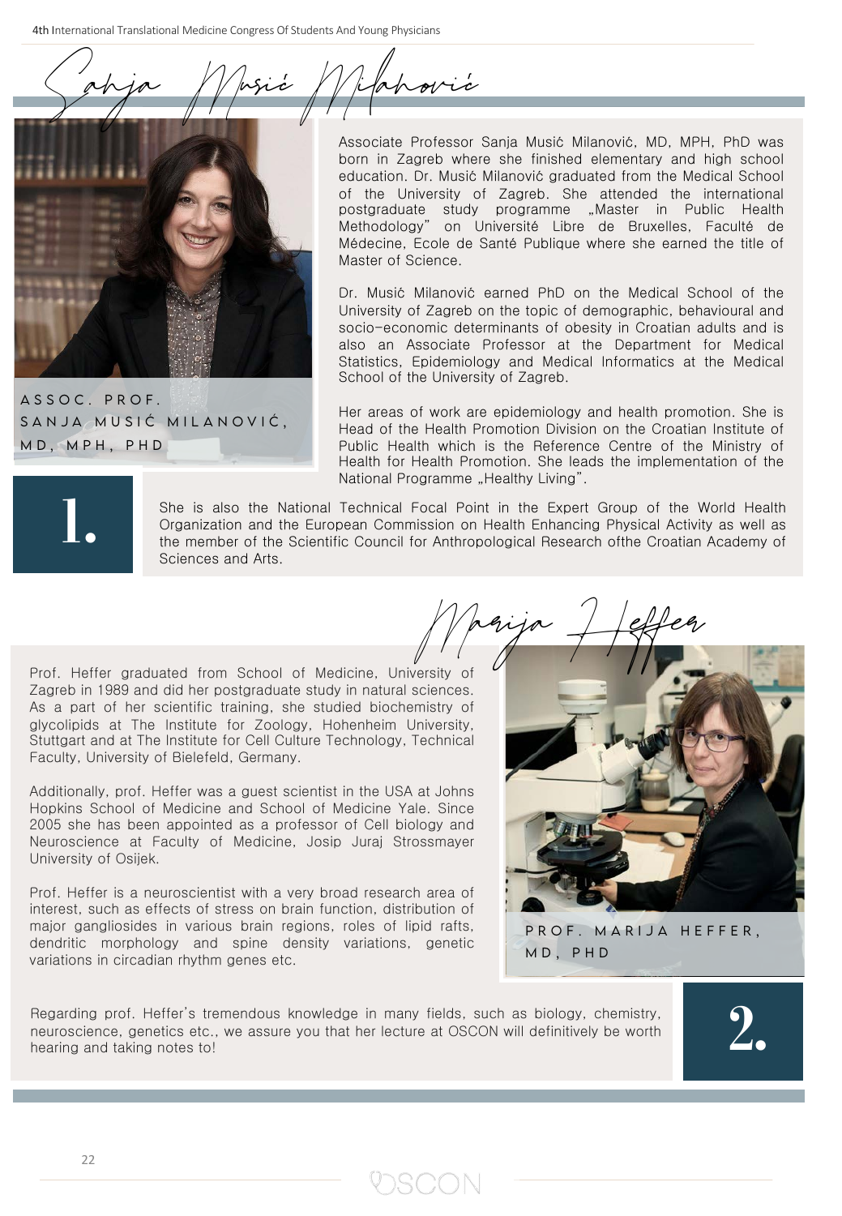# Sanja Musić Milanović

**ASSOC. PROF. SANJA MUSIĆ MILANOVIĆ, MD, MPH, PHD**

## 1.

Associate Professor Sanja Musić Milanović, MD, MPH, PhD was born in Zagreb where she finished elementary and high school education. Dr. Musić Milanović graduated from the Medical School of the University of Zagreb. She attended the international postgraduate study programme „Master in Public Health Methodology" on Université Libre de Bruxelles, Faculté de Médecine, Ecole de Santé Publique where she earned the title of Master of Science.

Dr. Musić Milanović earned PhD on the Medical School of the University of Zagreb on the topic of demographic, behavioural and socio-economic determinants of obesity in Croatian adults and is also an Associate Professor at the Department for Medical Statistics, Epidemiology and Medical Informatics at the Medical School of the University of Zagreb.

Her areas of work are epidemiology and health promotion. She is Head of the Health Promotion Division on the Croatian Institute of Public Health which is the Reference Centre of the Ministry of Health for Health Promotion. She leads the implementation of the National Programme „Healthy Living".

She is also the National Technical Focal Point in the Expert Group of the World Health Organization and the European Commission on Health Enhancing Physical Activity as well as the member of the Scientific Council for Anthropological Research ofthe Croatian Academy of Sciences and Arts.

# Marija Heffer

**PROF. MARIJA HEFFER, MD, PHD**

## 2.

Prof. Heffer graduated from School of Medicine, University of Zagreb in 1989 and did her postgraduate study in natural sciences. As a part of her scientific training, she studied biochemistry of glycolipids at The Institute for Zoology, Hohenheim University, Stuttgart and at The Institute for Cell Culture Technology, Technical Faculty, University of Bielefeld, Germany.

Additionally, prof. Heffer was a guest scientist in the USA at Johns Hopkins School of Medicine and School of Medicine Yale. Since 2005 she has been appointed as a professor of Cell biology and Neuroscience at Faculty of Medicine, Josip Juraj Strossmayer University of Osijek.

Prof. Heffer is a neuroscientist with a very broad research area of interest, such as effects of stress on brain function, distribution of major gangliosides in various brain regions, roles of lipid rafts, dendritic morphology and spine density variations, genetic variations in circadian rhythm genes etc.

Regarding prof. Heffer's tremendous knowledge in many fields, such as biology, chemistry, neuroscience, genetics etc., we assure you that her lecture at OSCON will definitively be worth hearing and taking notes to!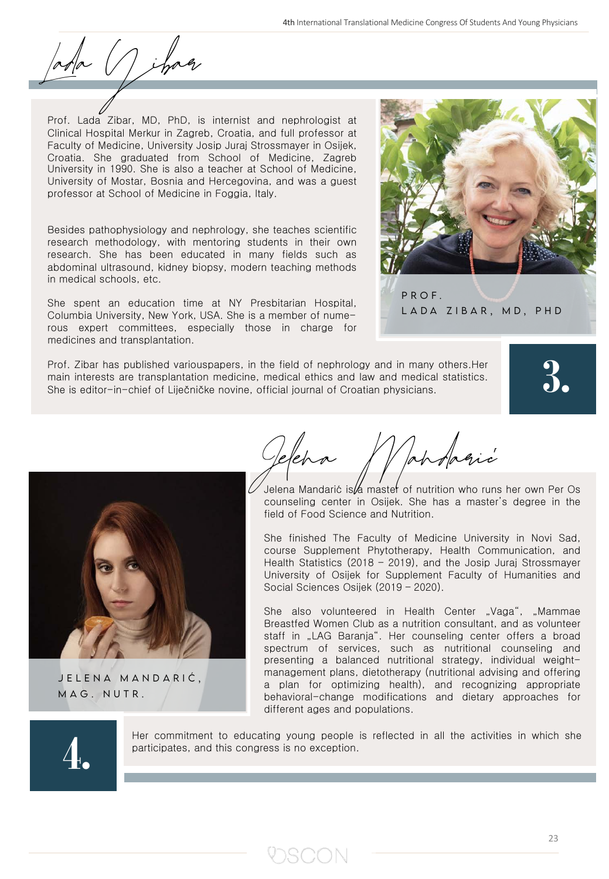# Lada Zibar

Prof. Lada Zibar, MD, PhD, is internist and nephrologist at Clinical Hospital Merkur in Zagreb, Croatia, and full professor at Faculty of Medicine, University Josip Juraj Strossmayer in Osijek, Croatia. She graduated from School of Medicine, Zagreb University in 1990. She is also a teacher at School of Medicine, University of Mostar, Bosnia and Hercegovina, and was a guest professor at School of Medicine in Foggia, Italy.

Besides pathophysiology and nephrology, she teaches scientific research methodology, with mentoring students in their own research. She has been educated in many fields such as abdominal ultrasound, kidney biopsy, modern teaching methods in medical schools, etc.

She spent an education time at NY Presbitarian Hospital, Columbia University, New York, USA. She is a member of numerous expert committees, especially those in charge for medicines and transplantation.

PROF. LADA ZIBAR, MD, PHD

Prof. Zibar has published variouspapers, in the field of nephrology and in many others.Her main interests are transplantation medicine, medical ethics and law and medical statistics. She is editor-in-chief of Liječničke novine, official journal of Croatian physicians.

**3.**

# Jelena Mandarić

JELENA MANDARIĆ, MAG. NUTR.

Jelena Mandarić is a master of nutrition who runs her own Per Os counseling center in Osijek. She has a master's degree in the field of Food Science and Nutrition.

She finished The Faculty of Medicine University in Novi Sad, course Supplement Phytotherapy, Health Communication, and Health Statistics (2018 – 2019), and the Josip Juraj Strossmayer University of Osijek for Supplement Faculty of Humanities and Social Sciences Osijek (2019 – 2020).

She also volunteered in Health Center „Vaga", „Mammae Breastfed Women Club as a nutrition consultant, and as volunteer staff in „LAG Baranja". Her counseling center offers a broad spectrum of services, such as nutritional counseling and presenting a balanced nutritional strategy, individual weight-management plans, dietotherapy (nutritional advising and offering a plan for optimizing health), and recognizing appropriate behavioral-change modifications and dietary approaches for different ages and populations.

**4.**

Her commitment to educating young people is reflected in all the activities in which she participates, and this congress is no exception.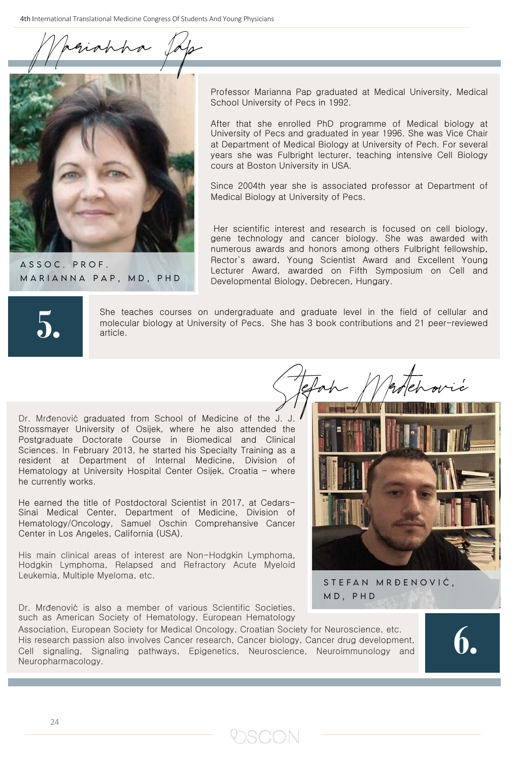## Marianna Pap

**ASSOC. PROF. MARIANNA PAP, MD, PHD**

Professor Marianna Pap graduated at Medical University, Medical School University of Pecs in 1992.

After that she enrolled PhD programme of Medical biology at University of Pecs and graduated in year 1996. She was Vice Chair at Department of Medical Biology at University of Pech. For several years she was Fulbright lecturer, teaching intensive Cell Biology cours at Boston University in USA.

Since 2004th year she is associated professor at Department of Medical Biology at University of Pecs.

Her scientific interest and research is focused on cell biology, gene technology and cancer biology. She was awarded with numerous awards and honors among others Fulbright fellowship, Rector`s award, Young Scientist Award and Excellent Young Lecturer Award, awarded on Fifth Symposium on Cell and Developmental Biology, Debrecen, Hungary.

**5.**

She teaches courses on undergraduate and graduate level in the field of cellular and molecular biology at University of Pecs. She has 3 book contributions and 21 peer-reviewed article.

## Stefan Mrđenović

**STEFAN MRĐENOVIĆ, MD, PHD**

Dr. Mrđenović graduated from School of Medicine of the J. J. Strossmayer University of Osijek, where he also attended the Postgraduate Doctorate Course in Biomedical and Clinical Sciences. In February 2013, he started his Specialty Training as a resident at Department of Internal Medicine, Division of Hematology at University Hospital Center Osijek, Croatia – where he currently works.

He earned the title of Postdoctoral Scientist in 2017, at Cedars-Sinai Medical Center, Department of Medicine, Division of Hematology/Oncology, Samuel Oschin Comprehensive Cancer Center in Los Angeles, California (USA).

His main clinical areas of interest are Non-Hodgkin Lymphoma, Hodgkin Lymphoma, Relapsed and Refractory Acute Myeloid Leukemia, Multiple Myeloma, etc.

Dr. Mrđenović is also a member of various Scientific Societies, such as American Society of Hematology, European Hematology Association, European Society for Medical Oncology, Croatian Society for Neuroscience, etc. His research passion also involves Cancer research, Cancer biology, Cancer drug development, Cell signaling, Signaling pathways, Epigenetics, Neuroscience, Neuroimmunology and Neuropharmacology.

**6.**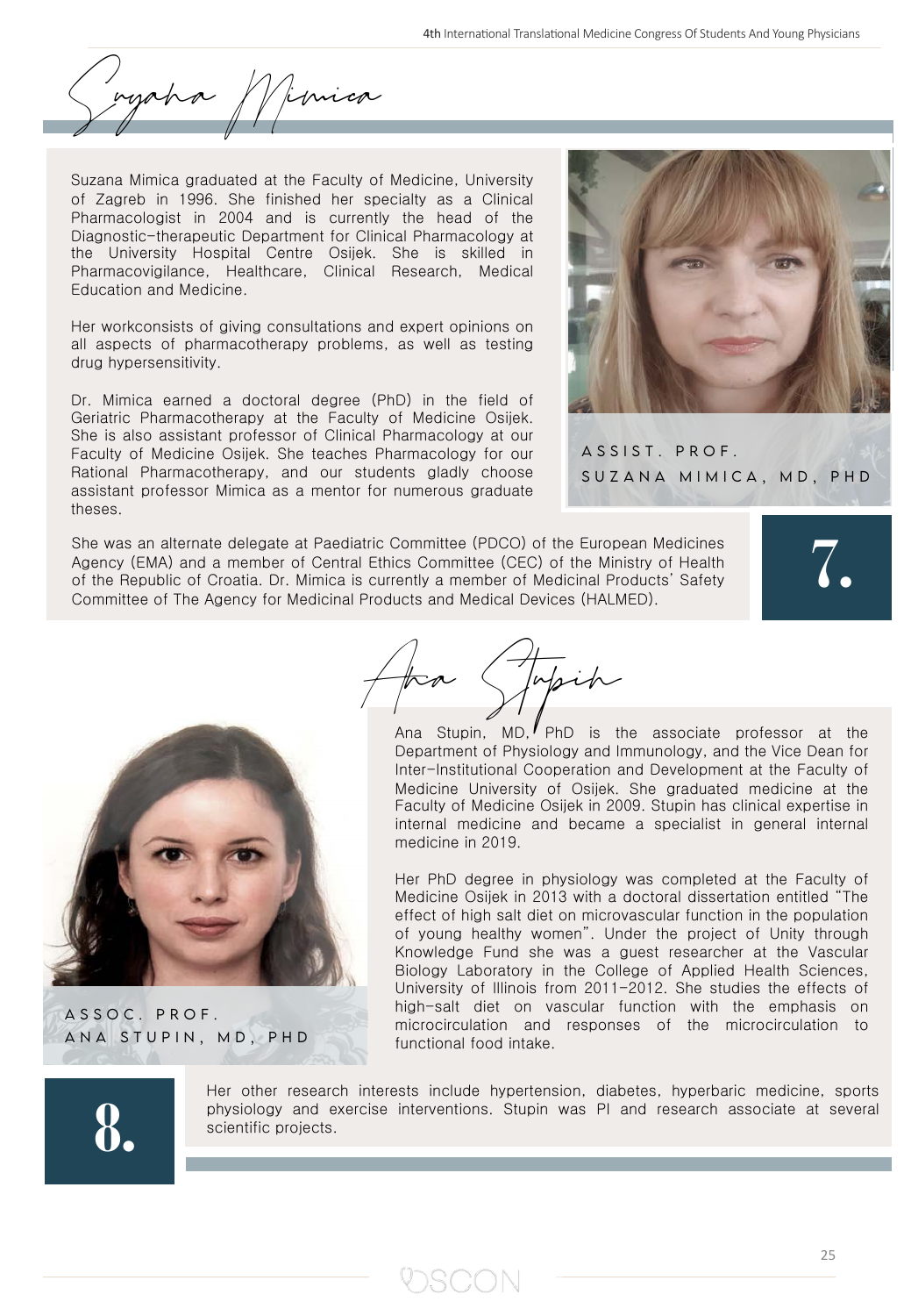# Suzana Mimica

Suzana Mimica graduated at the Faculty of Medicine, University of Zagreb in 1996. She finished her specialty as a Clinical Pharmacologist in 2004 and is currently the head of the Diagnostic-therapeutic Department for Clinical Pharmacology at the University Hospital Centre Osijek. She is skilled in Pharmacovigilance, Healthcare, Clinical Research, Medical Education and Medicine.

Her workconsists of giving consultations and expert opinions on all aspects of pharmacotherapy problems, as well as testing drug hypersensitivity.

Dr. Mimica earned a doctoral degree (PhD) in the field of Geriatric Pharmacotherapy at the Faculty of Medicine Osijek. She is also assistant professor of Clinical Pharmacology at our Faculty of Medicine Osijek. She teaches Pharmacology for our Rational Pharmacotherapy, and our students gladly choose assistant professor Mimica as a mentor for numerous graduate theses.

ASSIST. PROF.
SUZANA MIMICA, MD, PHD

She was an alternate delegate at Paediatric Committee (PDCO) of the European Medicines Agency (EMA) and a member of Central Ethics Committee (CEC) of the Ministry of Health of the Republic of Croatia. Dr. Mimica is currently a member of Medicinal Products' Safety Committee of The Agency for Medicinal Products and Medical Devices (HALMED).

7.

# Ana Stupin

Ana Stupin, MD, PhD is the associate professor at the Department of Physiology and Immunology, and the Vice Dean for Inter-Institutional Cooperation and Development at the Faculty of Medicine University of Osijek. She graduated medicine at the Faculty of Medicine Osijek in 2009. Stupin has clinical expertise in internal medicine and became a specialist in general internal medicine in 2019.

Her PhD degree in physiology was completed at the Faculty of Medicine Osijek in 2013 with a doctoral dissertation entitled "The effect of high salt diet on microvascular function in the population of young healthy women". Under the project of Unity through Knowledge Fund she was a guest researcher at the Vascular Biology Laboratory in the College of Applied Health Sciences, University of Illinois from 2011-2012. She studies the effects of high-salt diet on vascular function with the emphasis on microcirculation and responses of the microcirculation to functional food intake.

ASSOC. PROF.
ANA STUPIN, MD, PHD

8.

Her other research interests include hypertension, diabetes, hyperbaric medicine, sports physiology and exercise interventions. Stupin was PI and research associate at several scientific projects.